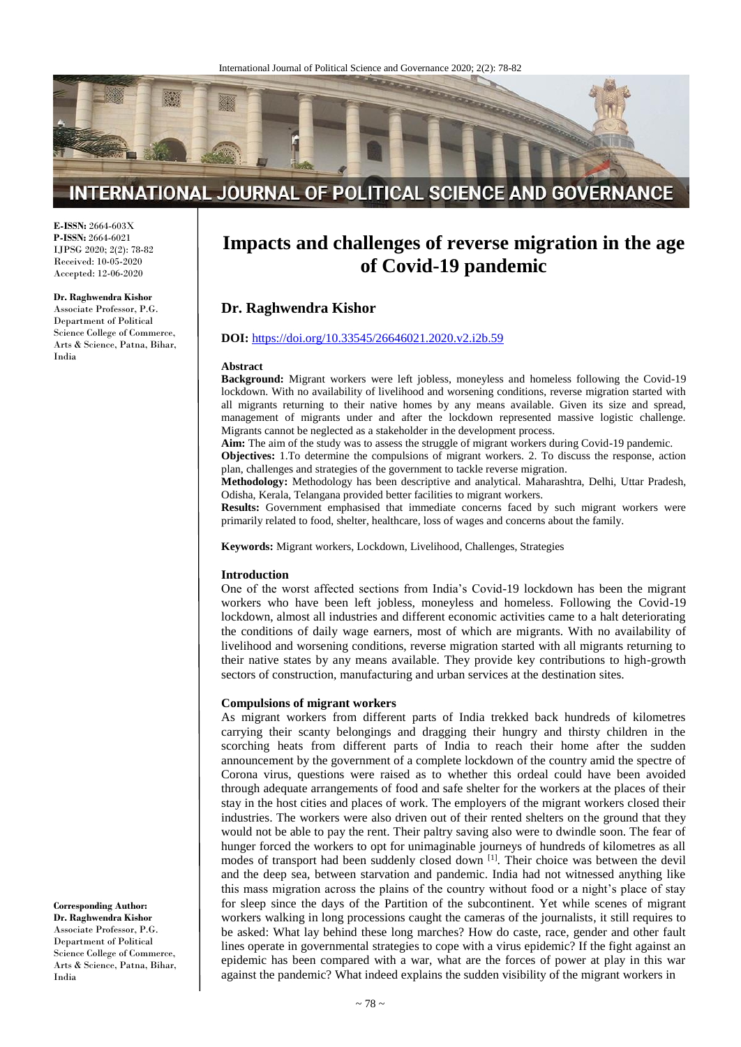**E-ISSN:** 2664-603X
**P-ISSN:** 2664-6021
IJPSG 2020; 2(2): 78-82
Received: 10-05-2020
Accepted: 12-06-2020

**Dr. Raghwendra Kishor**
Associate Professor, P.G. Department of Political Science College of Commerce, Arts & Science, Patna, Bihar, India

**Corresponding Author:**
**Dr. Raghwendra Kishor**
Associate Professor, P.G. Department of Political Science College of Commerce, Arts & Science, Patna, Bihar, India

# Impacts and challenges of reverse migration in the age of Covid-19 pandemic

## Dr. Raghwendra Kishor

**DOI:** https://doi.org/10.33545/26646021.2020.v2.i2b.59

### Abstract

**Background:** Migrant workers were left jobless, moneyless and homeless following the Covid-19 lockdown. With no availability of livelihood and worsening conditions, reverse migration started with all migrants returning to their native homes by any means available. Given its size and spread, management of migrants under and after the lockdown represented massive logistic challenge. Migrants cannot be neglected as a stakeholder in the development process.

**Aim:** The aim of the study was to assess the struggle of migrant workers during Covid-19 pandemic.

**Objectives:** 1.To determine the compulsions of migrant workers. 2. To discuss the response, action plan, challenges and strategies of the government to tackle reverse migration.

**Methodology:** Methodology has been descriptive and analytical. Maharashtra, Delhi, Uttar Pradesh, Odisha, Kerala, Telangana provided better facilities to migrant workers.

**Results:** Government emphasised that immediate concerns faced by such migrant workers were primarily related to food, shelter, healthcare, loss of wages and concerns about the family.

**Keywords:** Migrant workers, Lockdown, Livelihood, Challenges, Strategies

### Introduction

One of the worst affected sections from India's Covid-19 lockdown has been the migrant workers who have been left jobless, moneyless and homeless. Following the Covid-19 lockdown, almost all industries and different economic activities came to a halt deteriorating the conditions of daily wage earners, most of which are migrants. With no availability of livelihood and worsening conditions, reverse migration started with all migrants returning to their native states by any means available. They provide key contributions to high-growth sectors of construction, manufacturing and urban services at the destination sites.

### Compulsions of migrant workers

As migrant workers from different parts of India trekked back hundreds of kilometres carrying their scanty belongings and dragging their hungry and thirsty children in the scorching heats from different parts of India to reach their home after the sudden announcement by the government of a complete lockdown of the country amid the spectre of Corona virus, questions were raised as to whether this ordeal could have been avoided through adequate arrangements of food and safe shelter for the workers at the places of their stay in the host cities and places of work. The employers of the migrant workers closed their industries. The workers were also driven out of their rented shelters on the ground that they would not be able to pay the rent. Their paltry saving also were to dwindle soon. The fear of hunger forced the workers to opt for unimaginable journeys of hundreds of kilometres as all modes of transport had been suddenly closed down [1]. Their choice was between the devil and the deep sea, between starvation and pandemic. India had not witnessed anything like this mass migration across the plains of the country without food or a night's place of stay for sleep since the days of the Partition of the subcontinent. Yet while scenes of migrant workers walking in long processions caught the cameras of the journalists, it still requires to be asked: What lay behind these long marches? How do caste, race, gender and other fault lines operate in governmental strategies to cope with a virus epidemic? If the fight against an epidemic has been compared with a war, what are the forces of power at play in this war against the pandemic? What indeed explains the sudden visibility of the migrant workers in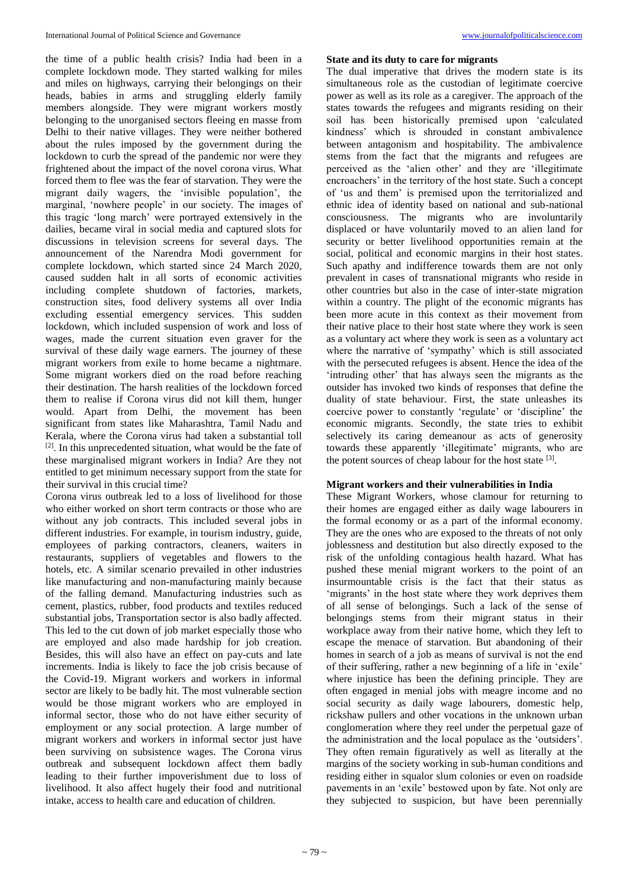the time of a public health crisis? India had been in a complete lockdown mode. They started walking for miles and miles on highways, carrying their belongings on their heads, babies in arms and struggling elderly family members alongside. They were migrant workers mostly belonging to the unorganised sectors fleeing en masse from Delhi to their native villages. They were neither bothered about the rules imposed by the government during the lockdown to curb the spread of the pandemic nor were they frightened about the impact of the novel corona virus. What forced them to flee was the fear of starvation. They were the migrant daily wagers, the 'invisible population', the marginal, 'nowhere people' in our society. The images of this tragic 'long march' were portrayed extensively in the dailies, became viral in social media and captured slots for discussions in television screens for several days. The announcement of the Narendra Modi government for complete lockdown, which started since 24 March 2020, caused sudden halt in all sorts of economic activities including complete shutdown of factories, markets, construction sites, food delivery systems all over India excluding essential emergency services. This sudden lockdown, which included suspension of work and loss of wages, made the current situation even graver for the survival of these daily wage earners. The journey of these migrant workers from exile to home became a nightmare. Some migrant workers died on the road before reaching their destination. The harsh realities of the lockdown forced them to realise if Corona virus did not kill them, hunger would. Apart from Delhi, the movement has been significant from states like Maharashtra, Tamil Nadu and Kerala, where the Corona virus had taken a substantial toll [2]. In this unprecedented situation, what would be the fate of these marginalised migrant workers in India? Are they not entitled to get minimum necessary support from the state for their survival in this crucial time?

Corona virus outbreak led to a loss of livelihood for those who either worked on short term contracts or those who are without any job contracts. This included several jobs in different industries. For example, in tourism industry, guide, employees of parking contractors, cleaners, waiters in restaurants, suppliers of vegetables and flowers to the hotels, etc. A similar scenario prevailed in other industries like manufacturing and non-manufacturing mainly because of the falling demand. Manufacturing industries such as cement, plastics, rubber, food products and textiles reduced substantial jobs, Transportation sector is also badly affected. This led to the cut down of job market especially those who are employed and also made hardship for job creation. Besides, this will also have an effect on pay-cuts and late increments. India is likely to face the job crisis because of the Covid-19. Migrant workers and workers in informal sector are likely to be badly hit. The most vulnerable section would be those migrant workers who are employed in informal sector, those who do not have either security of employment or any social protection. A large number of migrant workers and workers in informal sector just have been surviving on subsistence wages. The Corona virus outbreak and subsequent lockdown affect them badly leading to their further impoverishment due to loss of livelihood. It also affect hugely their food and nutritional intake, access to health care and education of children.

## State and its duty to care for migrants

The dual imperative that drives the modern state is its simultaneous role as the custodian of legitimate coercive power as well as its role as a caregiver. The approach of the states towards the refugees and migrants residing on their soil has been historically premised upon 'calculated kindness' which is shrouded in constant ambivalence between antagonism and hospitability. The ambivalence stems from the fact that the migrants and refugees are perceived as the 'alien other' and they are 'illegitimate encroachers' in the territory of the host state. Such a concept of 'us and them' is premised upon the territorialized and ethnic idea of identity based on national and sub-national consciousness. The migrants who are involuntarily displaced or have voluntarily moved to an alien land for security or better livelihood opportunities remain at the social, political and economic margins in their host states. Such apathy and indifference towards them are not only prevalent in cases of transnational migrants who reside in other countries but also in the case of inter-state migration within a country. The plight of the economic migrants has been more acute in this context as their movement from their native place to their host state where they work is seen as a voluntary act where they work is seen as a voluntary act where the narrative of 'sympathy' which is still associated with the persecuted refugees is absent. Hence the idea of the 'intruding other' that has always seen the migrants as the outsider has invoked two kinds of responses that define the duality of state behaviour. First, the state unleashes its coercive power to constantly 'regulate' or 'discipline' the economic migrants. Secondly, the state tries to exhibit selectively its caring demeanour as acts of generosity towards these apparently 'illegitimate' migrants, who are the potent sources of cheap labour for the host state [3].

## Migrant workers and their vulnerabilities in India

These Migrant Workers, whose clamour for returning to their homes are engaged either as daily wage labourers in the formal economy or as a part of the informal economy. They are the ones who are exposed to the threats of not only joblessness and destitution but also directly exposed to the risk of the unfolding contagious health hazard. What has pushed these menial migrant workers to the point of an insurmountable crisis is the fact that their status as 'migrants' in the host state where they work deprives them of all sense of belongings. Such a lack of the sense of belongings stems from their migrant status in their workplace away from their native home, which they left to escape the menace of starvation. But abandoning of their homes in search of a job as means of survival is not the end of their suffering, rather a new beginning of a life in 'exile' where injustice has been the defining principle. They are often engaged in menial jobs with meagre income and no social security as daily wage labourers, domestic help, rickshaw pullers and other vocations in the unknown urban conglomeration where they reel under the perpetual gaze of the administration and the local populace as the 'outsiders'. They often remain figuratively as well as literally at the margins of the society working in sub-human conditions and residing either in squalor slum colonies or even on roadside pavements in an 'exile' bestowed upon by fate. Not only are they subjected to suspicion, but have been perennially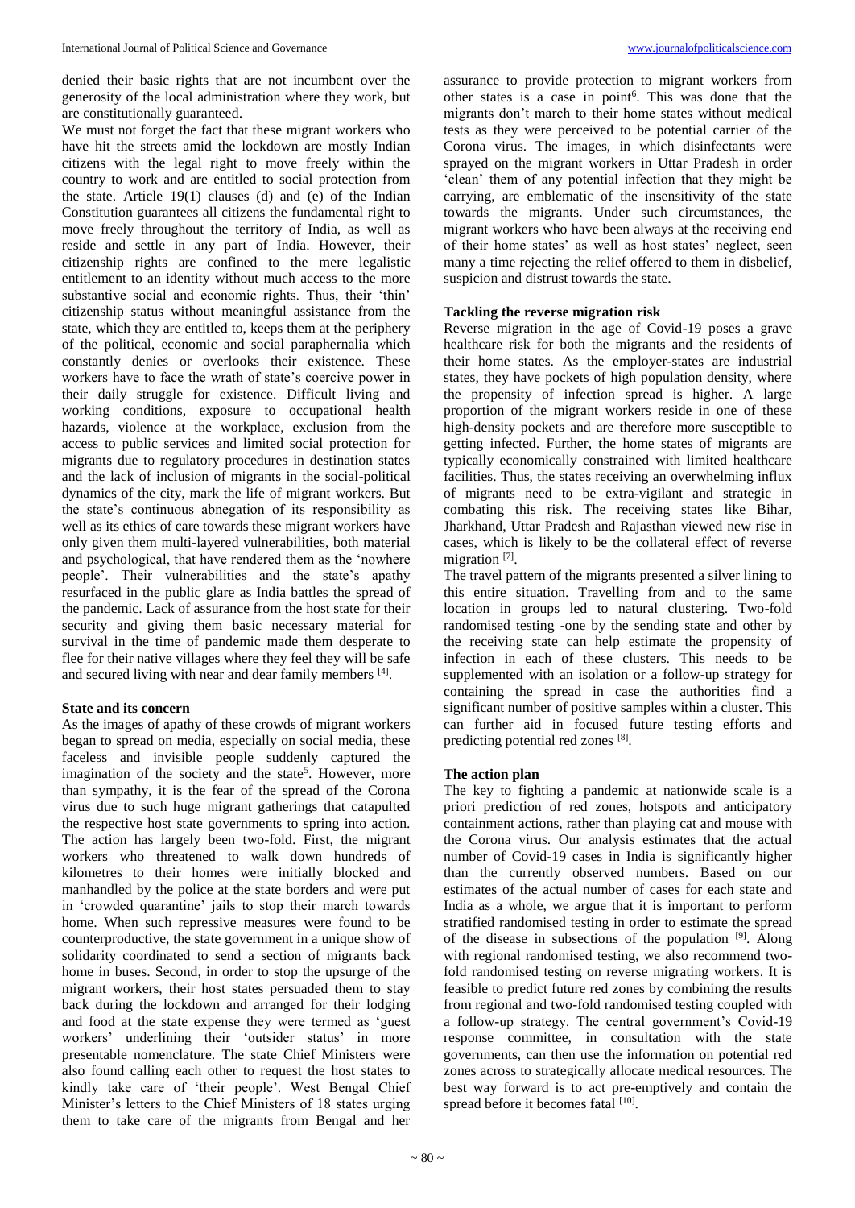denied their basic rights that are not incumbent over the generosity of the local administration where they work, but are constitutionally guaranteed.

We must not forget the fact that these migrant workers who have hit the streets amid the lockdown are mostly Indian citizens with the legal right to move freely within the country to work and are entitled to social protection from the state. Article 19(1) clauses (d) and (e) of the Indian Constitution guarantees all citizens the fundamental right to move freely throughout the territory of India, as well as reside and settle in any part of India. However, their citizenship rights are confined to the mere legalistic entitlement to an identity without much access to the more substantive social and economic rights. Thus, their 'thin' citizenship status without meaningful assistance from the state, which they are entitled to, keeps them at the periphery of the political, economic and social paraphernalia which constantly denies or overlooks their existence. These workers have to face the wrath of state's coercive power in their daily struggle for existence. Difficult living and working conditions, exposure to occupational health hazards, violence at the workplace, exclusion from the access to public services and limited social protection for migrants due to regulatory procedures in destination states and the lack of inclusion of migrants in the social-political dynamics of the city, mark the life of migrant workers. But the state's continuous abnegation of its responsibility as well as its ethics of care towards these migrant workers have only given them multi-layered vulnerabilities, both material and psychological, that have rendered them as the 'nowhere people'. Their vulnerabilities and the state's apathy resurfaced in the public glare as India battles the spread of the pandemic. Lack of assurance from the host state for their security and giving them basic necessary material for survival in the time of pandemic made them desperate to flee for their native villages where they feel they will be safe and secured living with near and dear family members [4].

**State and its concern**

As the images of apathy of these crowds of migrant workers began to spread on media, especially on social media, these faceless and invisible people suddenly captured the imagination of the society and the state[5]. However, more than sympathy, it is the fear of the spread of the Corona virus due to such huge migrant gatherings that catapulted the respective host state governments to spring into action. The action has largely been two-fold. First, the migrant workers who threatened to walk down hundreds of kilometres to their homes were initially blocked and manhandled by the police at the state borders and were put in 'crowded quarantine' jails to stop their march towards home. When such repressive measures were found to be counterproductive, the state government in a unique show of solidarity coordinated to send a section of migrants back home in buses. Second, in order to stop the upsurge of the migrant workers, their host states persuaded them to stay back during the lockdown and arranged for their lodging and food at the state expense they were termed as 'guest workers' underlining their 'outsider status' in more presentable nomenclature. The state Chief Ministers were also found calling each other to request the host states to kindly take care of 'their people'. West Bengal Chief Minister's letters to the Chief Ministers of 18 states urging them to take care of the migrants from Bengal and her assurance to provide protection to migrant workers from other states is a case in point[6]. This was done that the migrants don't march to their home states without medical tests as they were perceived to be potential carrier of the Corona virus. The images, in which disinfectants were sprayed on the migrant workers in Uttar Pradesh in order 'clean' them of any potential infection that they might be carrying, are emblematic of the insensitivity of the state towards the migrants. Under such circumstances, the migrant workers who have been always at the receiving end of their home states' as well as host states' neglect, seen many a time rejecting the relief offered to them in disbelief, suspicion and distrust towards the state.

**Tackling the reverse migration risk**

Reverse migration in the age of Covid-19 poses a grave healthcare risk for both the migrants and the residents of their home states. As the employer-states are industrial states, they have pockets of high population density, where the propensity of infection spread is higher. A large proportion of the migrant workers reside in one of these high-density pockets and are therefore more susceptible to getting infected. Further, the home states of migrants are typically economically constrained with limited healthcare facilities. Thus, the states receiving an overwhelming influx of migrants need to be extra-vigilant and strategic in combating this risk. The receiving states like Bihar, Jharkhand, Uttar Pradesh and Rajasthan viewed new rise in cases, which is likely to be the collateral effect of reverse migration [7].

The travel pattern of the migrants presented a silver lining to this entire situation. Travelling from and to the same location in groups led to natural clustering. Two-fold randomised testing -one by the sending state and other by the receiving state can help estimate the propensity of infection in each of these clusters. This needs to be supplemented with an isolation or a follow-up strategy for containing the spread in case the authorities find a significant number of positive samples within a cluster. This can further aid in focused future testing efforts and predicting potential red zones [8].

**The action plan**

The key to fighting a pandemic at nationwide scale is a priori prediction of red zones, hotspots and anticipatory containment actions, rather than playing cat and mouse with the Corona virus. Our analysis estimates that the actual number of Covid-19 cases in India is significantly higher than the currently observed numbers. Based on our estimates of the actual number of cases for each state and India as a whole, we argue that it is important to perform stratified randomised testing in order to estimate the spread of the disease in subsections of the population [9]. Along with regional randomised testing, we also recommend two-fold randomised testing on reverse migrating workers. It is feasible to predict future red zones by combining the results from regional and two-fold randomised testing coupled with a follow-up strategy. The central government's Covid-19 response committee, in consultation with the state governments, can then use the information on potential red zones across to strategically allocate medical resources. The best way forward is to act pre-emptively and contain the spread before it becomes fatal [10].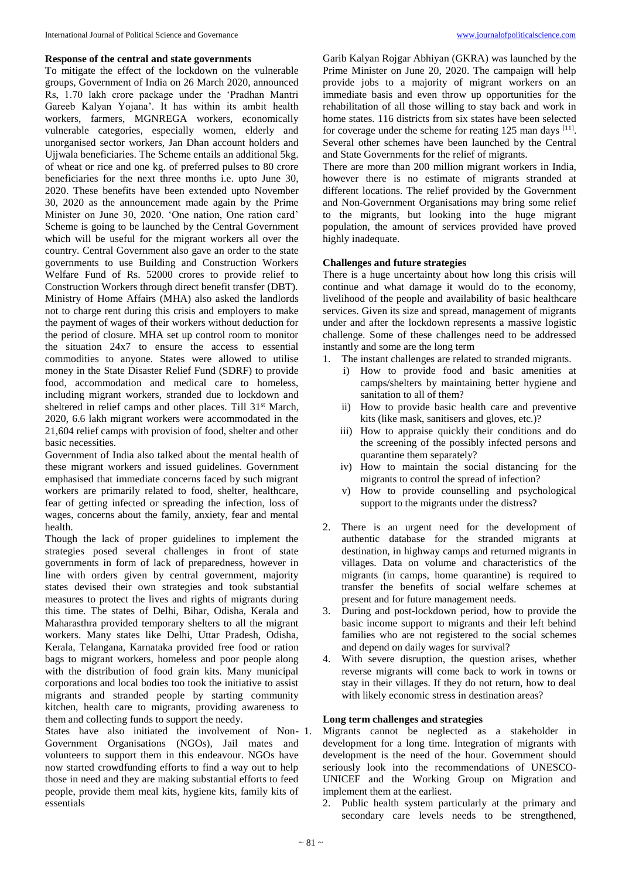### Response of the central and state governments

To mitigate the effect of the lockdown on the vulnerable groups, Government of India on 26 March 2020, announced Rs, 1.70 lakh crore package under the 'Pradhan Mantri Gareeb Kalyan Yojana'. It has within its ambit health workers, farmers, MGNREGA workers, economically vulnerable categories, especially women, elderly and unorganised sector workers, Jan Dhan account holders and Ujjwala beneficiaries. The Scheme entails an additional 5kg. of wheat or rice and one kg. of preferred pulses to 80 crore beneficiaries for the next three months i.e. upto June 30, 2020. These benefits have been extended upto November 30, 2020 as the announcement made again by the Prime Minister on June 30, 2020. 'One nation, One ration card' Scheme is going to be launched by the Central Government which will be useful for the migrant workers all over the country. Central Government also gave an order to the state governments to use Building and Construction Workers Welfare Fund of Rs. 52000 crores to provide relief to Construction Workers through direct benefit transfer (DBT). Ministry of Home Affairs (MHA) also asked the landlords not to charge rent during this crisis and employers to make the payment of wages of their workers without deduction for the period of closure. MHA set up control room to monitor the situation 24x7 to ensure the access to essential commodities to anyone. States were allowed to utilise money in the State Disaster Relief Fund (SDRF) to provide food, accommodation and medical care to homeless, including migrant workers, stranded due to lockdown and sheltered in relief camps and other places. Till 31st March, 2020, 6.6 lakh migrant workers were accommodated in the 21,604 relief camps with provision of food, shelter and other basic necessities.

Government of India also talked about the mental health of these migrant workers and issued guidelines. Government emphasised that immediate concerns faced by such migrant workers are primarily related to food, shelter, healthcare, fear of getting infected or spreading the infection, loss of wages, concerns about the family, anxiety, fear and mental health.

Though the lack of proper guidelines to implement the strategies posed several challenges in front of state governments in form of lack of preparedness, however in line with orders given by central government, majority states devised their own strategies and took substantial measures to protect the lives and rights of migrants during this time. The states of Delhi, Bihar, Odisha, Kerala and Maharasthra provided temporary shelters to all the migrant workers. Many states like Delhi, Uttar Pradesh, Odisha, Kerala, Telangana, Karnataka provided free food or ration bags to migrant workers, homeless and poor people along with the distribution of food grain kits. Many municipal corporations and local bodies too took the initiative to assist migrants and stranded people by starting community kitchen, health care to migrants, providing awareness to them and collecting funds to support the needy.

States have also initiated the involvement of Non-Government Organisations (NGOs), Jail mates and volunteers to support them in this endeavour. NGOs have now started crowdfunding efforts to find a way out to help those in need and they are making substantial efforts to feed people, provide them meal kits, hygiene kits, family kits of essentials

Garib Kalyan Rojgar Abhiyan (GKRA) was launched by the Prime Minister on June 20, 2020. The campaign will help provide jobs to a majority of migrant workers on an immediate basis and even throw up opportunities for the rehabilitation of all those willing to stay back and work in home states. 116 districts from six states have been selected for coverage under the scheme for reating 125 man days [11]. Several other schemes have been launched by the Central and State Governments for the relief of migrants.

There are more than 200 million migrant workers in India, however there is no estimate of migrants stranded at different locations. The relief provided by the Government and Non-Government Organisations may bring some relief to the migrants, but looking into the huge migrant population, the amount of services provided have proved highly inadequate.

### Challenges and future strategies

There is a huge uncertainty about how long this crisis will continue and what damage it would do to the economy, livelihood of the people and availability of basic healthcare services. Given its size and spread, management of migrants under and after the lockdown represents a massive logistic challenge. Some of these challenges need to be addressed instantly and some are the long term

1. The instant challenges are related to stranded migrants.
   - i) How to provide food and basic amenities at camps/shelters by maintaining better hygiene and sanitation to all of them?
   - ii) How to provide basic health care and preventive kits (like mask, sanitisers and gloves, etc.)?
   - iii) How to appraise quickly their conditions and do the screening of the possibly infected persons and quarantine them separately?
   - iv) How to maintain the social distancing for the migrants to control the spread of infection?
   - v) How to provide counselling and psychological support to the migrants under the distress?
2. There is an urgent need for the development of authentic database for the stranded migrants at destination, in highway camps and returned migrants in villages. Data on volume and characteristics of the migrants (in camps, home quarantine) is required to transfer the benefits of social welfare schemes at present and for future management needs.
3. During and post-lockdown period, how to provide the basic income support to migrants and their left behind families who are not registered to the social schemes and depend on daily wages for survival?
4. With severe disruption, the question arises, whether reverse migrants will come back to work in towns or stay in their villages. If they do not return, how to deal with likely economic stress in destination areas?

### Long term challenges and strategies

1. Migrants cannot be neglected as a stakeholder in development for a long time. Integration of migrants with development is the need of the hour. Government should seriously look into the recommendations of UNESCO-UNICEF and the Working Group on Migration and implement them at the earliest.
2. Public health system particularly at the primary and secondary care levels needs to be strengthened,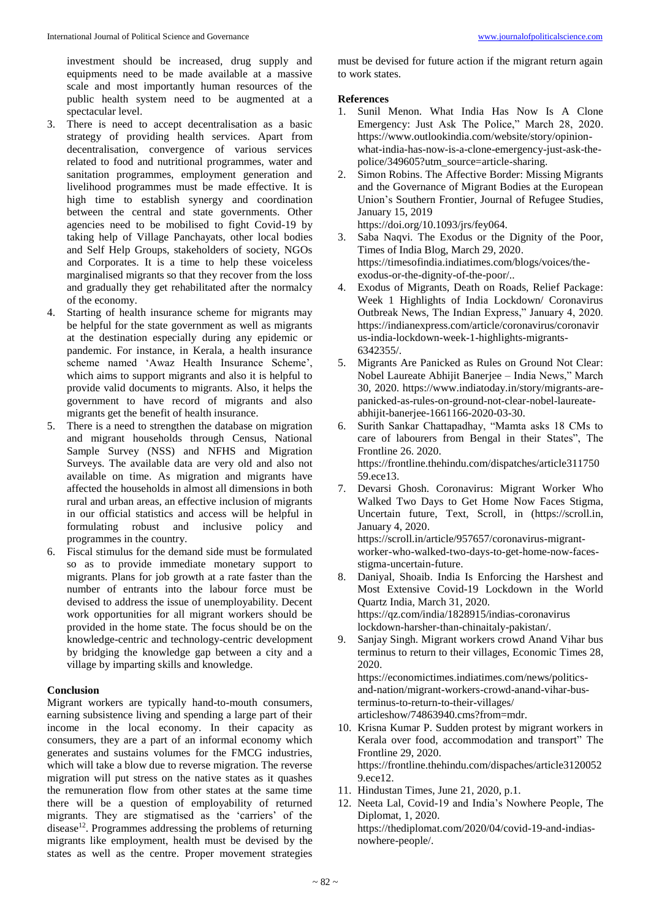investment should be increased, drug supply and equipments need to be made available at a massive scale and most importantly human resources of the public health system need to be augmented at a spectacular level.

3. There is need to accept decentralisation as a basic strategy of providing health services. Apart from decentralisation, convergence of various services related to food and nutritional programmes, water and sanitation programmes, employment generation and livelihood programmes must be made effective. It is high time to establish synergy and coordination between the central and state governments. Other agencies need to be mobilised to fight Covid-19 by taking help of Village Panchayats, other local bodies and Self Help Groups, stakeholders of society, NGOs and Corporates. It is a time to help these voiceless marginalised migrants so that they recover from the loss and gradually they get rehabilitated after the normalcy of the economy.
4. Starting of health insurance scheme for migrants may be helpful for the state government as well as migrants at the destination especially during any epidemic or pandemic. For instance, in Kerala, a health insurance scheme named 'Awaz Health Insurance Scheme', which aims to support migrants and also it is helpful to provide valid documents to migrants. Also, it helps the government to have record of migrants and also migrants get the benefit of health insurance.
5. There is a need to strengthen the database on migration and migrant households through Census, National Sample Survey (NSS) and NFHS and Migration Surveys. The available data are very old and also not available on time. As migration and migrants have affected the households in almost all dimensions in both rural and urban areas, an effective inclusion of migrants in our official statistics and access will be helpful in formulating robust and inclusive policy and programmes in the country.
6. Fiscal stimulus for the demand side must be formulated so as to provide immediate monetary support to migrants. Plans for job growth at a rate faster than the number of entrants into the labour force must be devised to address the issue of unemployability. Decent work opportunities for all migrant workers should be provided in the home state. The focus should be on the knowledge-centric and technology-centric development by bridging the knowledge gap between a city and a village by imparting skills and knowledge.

## Conclusion

Migrant workers are typically hand-to-mouth consumers, earning subsistence living and spending a large part of their income in the local economy. In their capacity as consumers, they are a part of an informal economy which generates and sustains volumes for the FMCG industries, which will take a blow due to reverse migration. The reverse migration will put stress on the native states as it quashes the remuneration flow from other states at the same time there will be a question of employability of returned migrants. They are stigmatised as the 'carriers' of the disease[12]. Programmes addressing the problems of returning migrants like employment, health must be devised by the states as well as the centre. Proper movement strategies must be devised for future action if the migrant return again to work states.

## References

1. Sunil Menon. What India Has Now Is A Clone Emergency: Just Ask The Police," March 28, 2020. https://www.outlookindia.com/website/story/opinion-what-india-has-now-is-a-clone-emergency-just-ask-the-police/349605?utm_source=article-sharing.
2. Simon Robins. The Affective Border: Missing Migrants and the Governance of Migrant Bodies at the European Union's Southern Frontier, Journal of Refugee Studies, January 15, 2019 https://doi.org/10.1093/jrs/fey064.
3. Saba Naqvi. The Exodus or the Dignity of the Poor, Times of India Blog, March 29, 2020. https://timesofindia.indiatimes.com/blogs/voices/the-exodus-or-the-dignity-of-the-poor/..
4. Exodus of Migrants, Death on Roads, Relief Package: Week 1 Highlights of India Lockdown/ Coronavirus Outbreak News, The Indian Express," January 4, 2020. https://indianexpress.com/article/coronavirus/coronavirus-india-lockdown-week-1-highlights-migrants-6342355/.
5. Migrants Are Panicked as Rules on Ground Not Clear: Nobel Laureate Abhijit Banerjee – India News," March 30, 2020. https://www.indiatoday.in/story/migrants-are-panicked-as-rules-on-ground-not-clear-nobel-laureate-abhijit-banerjee-1661166-2020-03-30.
6. Surith Sankar Chattapadhay, "Mamta asks 18 CMs to care of labourers from Bengal in their States", The Frontline 26. 2020. https://frontline.thehindu.com/dispatches/article31175059.ece13.
7. Devarsi Ghosh. Coronavirus: Migrant Worker Who Walked Two Days to Get Home Now Faces Stigma, Uncertain future, Text, Scroll, in (https://scroll.in, January 4, 2020. https://scroll.in/article/957657/coronavirus-migrant-worker-who-walked-two-days-to-get-home-now-faces-stigma-uncertain-future.
8. Daniyal, Shoaib. India Is Enforcing the Harshest and Most Extensive Covid-19 Lockdown in the World Quartz India, March 31, 2020. https://qz.com/india/1828915/indias-coronavirus lockdown-harsher-than-chinaitaly-pakistan/.
9. Sanjay Singh. Migrant workers crowd Anand Vihar bus terminus to return to their villages, Economic Times 28, 2020. https://economictimes.indiatimes.com/news/politics-and-nation/migrant-workers-crowd-anand-vihar-bus-terminus-to-return-to-their-villages/ articleshow/74863940.cms?from=mdr.
10. Krisna Kumar P. Sudden protest by migrant workers in Kerala over food, accommodation and transport" The Frontline 29, 2020. https://frontline.thehindu.com/dispaches/article31200529.ece12.
11. Hindustan Times, June 21, 2020, p.1.
12. Neeta Lal, Covid-19 and India's Nowhere People, The Diplomat, 1, 2020. https://thediplomat.com/2020/04/covid-19-and-indias-nowhere-people/.